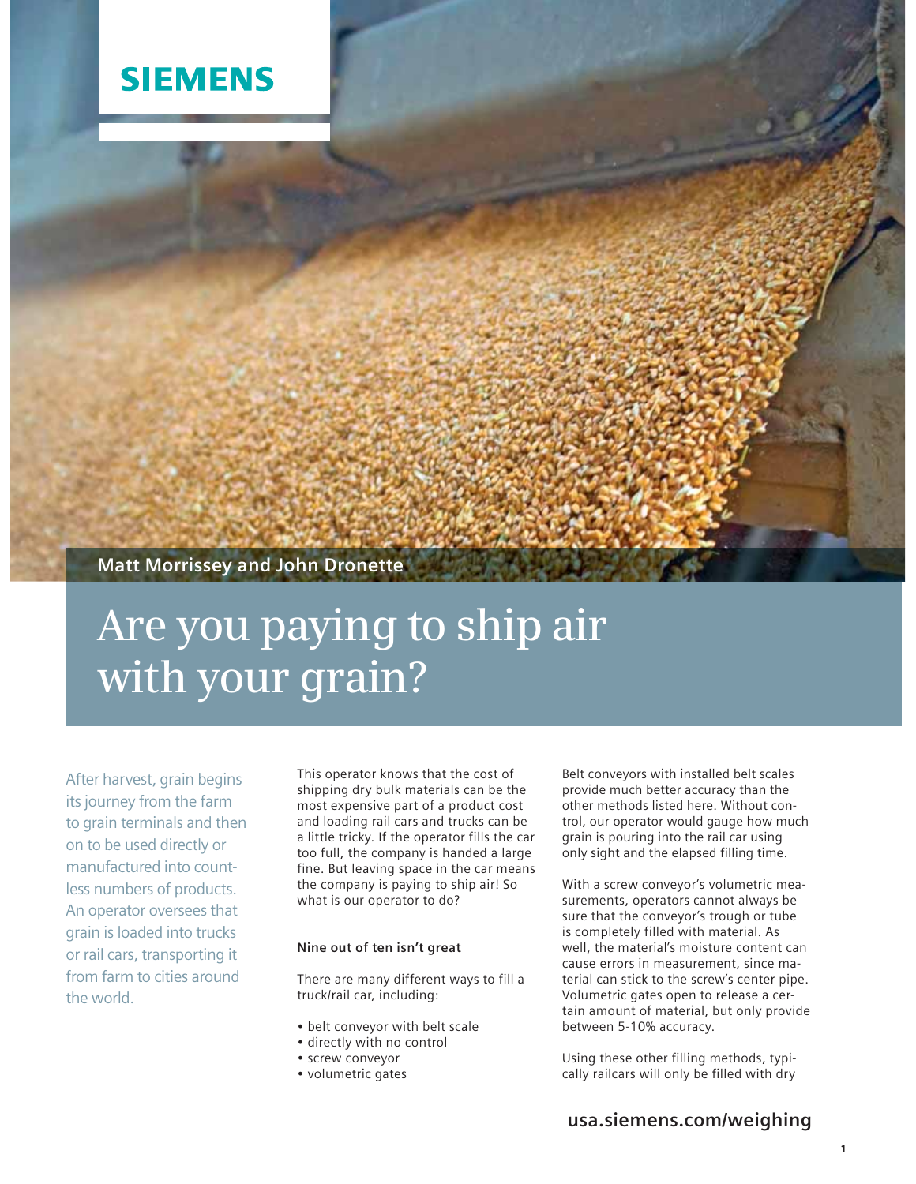SIEMENS

Matt Morrissey and John Dronette

# Are you paying to ship air with your grain?

After harvest, grain begins its journey from the farm to grain terminals and then on to be used directly or manufactured into countless numbers of products. An operator oversees that grain is loaded into trucks or rail cars, transporting it from farm to cities around the world.

This operator knows that the cost of shipping dry bulk materials can be the most expensive part of a product cost and loading rail cars and trucks can be a little tricky. If the operator fills the car too full, the company is handed a large fine. But leaving space in the car means the company is paying to ship air! So what is our operator to do?

### Nine out of ten isn't great

There are many different ways to fill a truck/rail car, including:

- belt conveyor with belt scale
- directly with no control
- screw conveyor
- volumetric gates

Belt conveyors with installed belt scales provide much better accuracy than the other methods listed here. Without control, our operator would gauge how much grain is pouring into the rail car using only sight and the elapsed filling time.

With a screw conveyor's volumetric measurements, operators cannot always be sure that the conveyor's trough or tube is completely filled with material. As well, the material's moisture content can cause errors in measurement, since material can stick to the screw's center pipe. Volumetric gates open to release a certain amount of material, but only provide between 5-10% accuracy.

Using these other filling methods, typically railcars will only be filled with dry

**usa.siemens.com/weighing**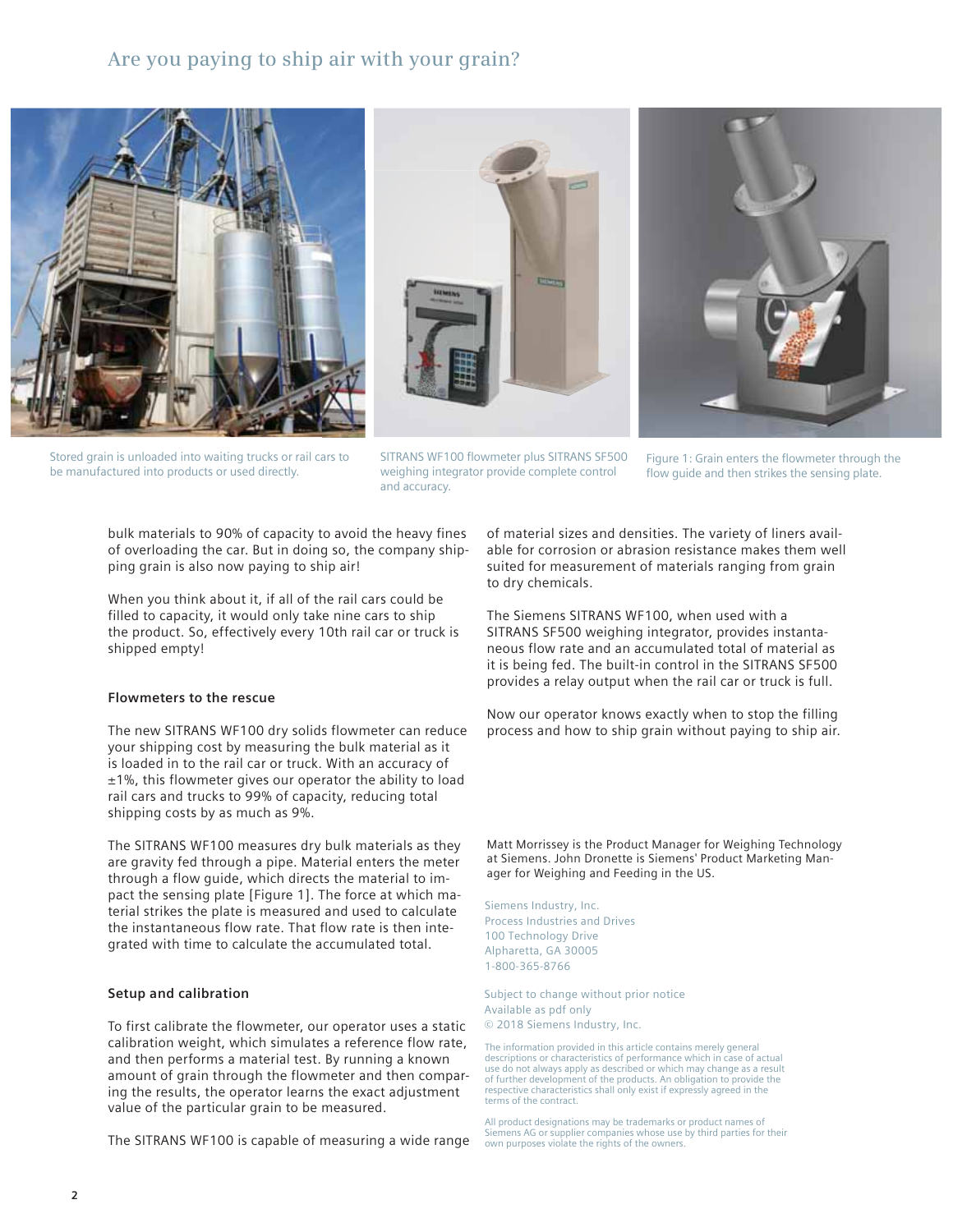## Are you paying to ship air with your grain?

Stored grain is unloaded into waiting trucks or rail cars to be manufactured into products or used directly.

SITRANS WF100 flowmeter plus SITRANS SF500 weighing integrator provide complete control and accuracy.

Figure 1: Grain enters the flowmeter through the flow guide and then strikes the sensing plate.

bulk materials to 90% of capacity to avoid the heavy fines of overloading the car. But in doing so, the company shipping grain is also now paying to ship air!

When you think about it, if all of the rail cars could be filled to capacity, it would only take nine cars to ship the product. So, effectively every 10th rail car or truck is shipped empty!

### Flowmeters to the rescue

The new SITRANS WF100 dry solids flowmeter can reduce your shipping cost by measuring the bulk material as it is loaded in to the rail car or truck. With an accuracy of ±1%, this flowmeter gives our operator the ability to load rail cars and trucks to 99% of capacity, reducing total shipping costs by as much as 9%.

The SITRANS WF100 measures dry bulk materials as they are gravity fed through a pipe. Material enters the meter through a flow guide, which directs the material to impact the sensing plate [Figure 1]. The force at which material strikes the plate is measured and used to calculate the instantaneous flow rate. That flow rate is then integrated with time to calculate the accumulated total.

### Setup and calibration

To first calibrate the flowmeter, our operator uses a static calibration weight, which simulates a reference flow rate, and then performs a material test. By running a known amount of grain through the flowmeter and then comparing the results, the operator learns the exact adjustment value of the particular grain to be measured.

The SITRANS WF100 is capable of measuring a wide range of material sizes and densities. The variety of liners available for corrosion or abrasion resistance makes them well suited for measurement of materials ranging from grain to dry chemicals.

The Siemens SITRANS WF100, when used with a SITRANS SF500 weighing integrator, provides instantaneous flow rate and an accumulated total of material as it is being fed. The built-in control in the SITRANS SF500 provides a relay output when the rail car or truck is full.

Now our operator knows exactly when to stop the filling process and how to ship grain without paying to ship air.

Matt Morrissey is the Product Manager for Weighing Technology at Siemens. John Dronette is Siemens' Product Marketing Manager for Weighing and Feeding in the US.

Siemens Industry, Inc.
Process Industries and Drives
100 Technology Drive
Alpharetta, GA 30005
1-800-365-8766

Subject to change without prior notice
Available as pdf only
© 2018 Siemens Industry, Inc.

The information provided in this article contains merely general descriptions or characteristics of performance which in case of actual use do not always apply as described or which may change as a result of further development of the products. An obligation to provide the respective characteristics shall only exist if expressly agreed in the terms of the contract.

All product designations may be trademarks or product names of Siemens AG or supplier companies whose use by third parties for their own purposes violate the rights of the owners.